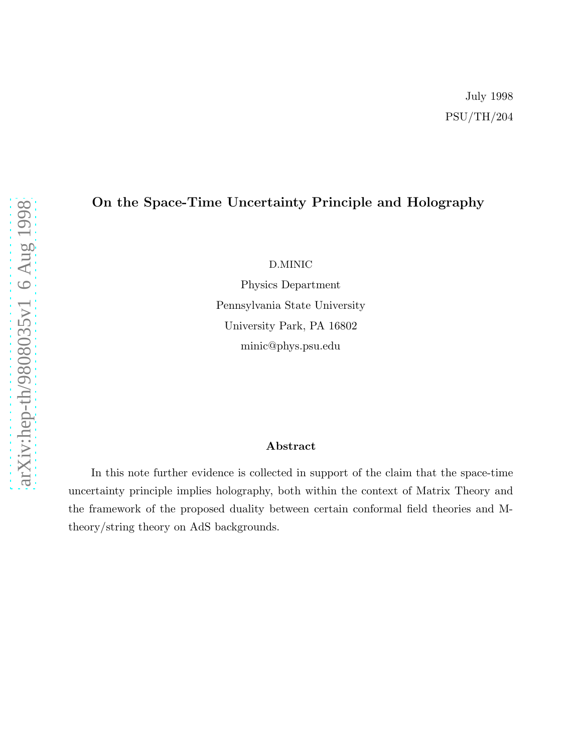July 1998

PSU/TH/204

# On the Space-Time Uncertainty Principle and Holography

D.MINIC

Physics Department

Pennsylvania State University

University Park, PA 16802

minic@phys.psu.edu

## Abstract

In this note further evidence is collected in support of the claim that the space-time uncertainty principle implies holography, both within the context of Matrix Theory and the framework of the proposed duality between certain conformal field theories and M-theory/string theory on AdS backgrounds.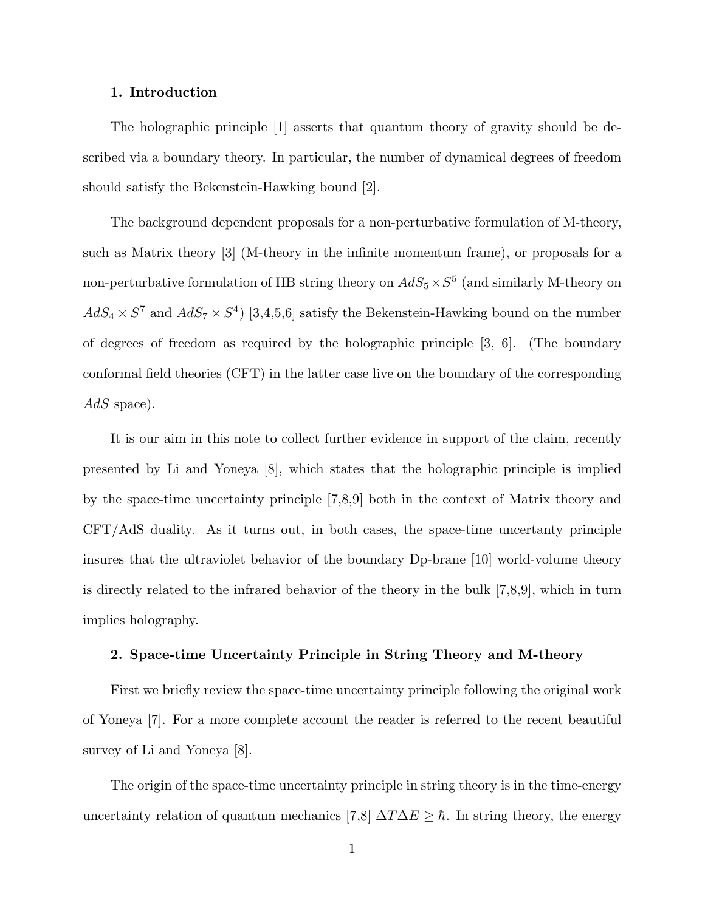## 1. Introduction

The holographic principle [1] asserts that quantum theory of gravity should be described via a boundary theory. In particular, the number of dynamical degrees of freedom should satisfy the Bekenstein-Hawking bound [2].

The background dependent proposals for a non-perturbative formulation of M-theory, such as Matrix theory [3] (M-theory in the infinite momentum frame), or proposals for a non-perturbative formulation of IIB string theory on $AdS_5 \times S^5$ (and similarly M-theory on $AdS_4 \times S^7$ and $AdS_7 \times S^4$) [3,4,5,6] satisfy the Bekenstein-Hawking bound on the number of degrees of freedom as required by the holographic principle [3, 6]. (The boundary conformal field theories (CFT) in the latter case live on the boundary of the corresponding $AdS$ space).

It is our aim in this note to collect further evidence in support of the claim, recently presented by Li and Yoneya [8], which states that the holographic principle is implied by the space-time uncertainty principle [7,8,9] both in the context of Matrix theory and CFT/AdS duality. As it turns out, in both cases, the space-time uncertanty principle insures that the ultraviolet behavior of the boundary Dp-brane [10] world-volume theory is directly related to the infrared behavior of the theory in the bulk [7,8,9], which in turn implies holography.

## 2. Space-time Uncertainty Principle in String Theory and M-theory

First we briefly review the space-time uncertainty principle following the original work of Yoneya [7]. For a more complete account the reader is referred to the recent beautiful survey of Li and Yoneya [8].

The origin of the space-time uncertainty principle in string theory is in the time-energy uncertainty relation of quantum mechanics [7,8] $\Delta T \Delta E \geq \hbar$. In string theory, the energy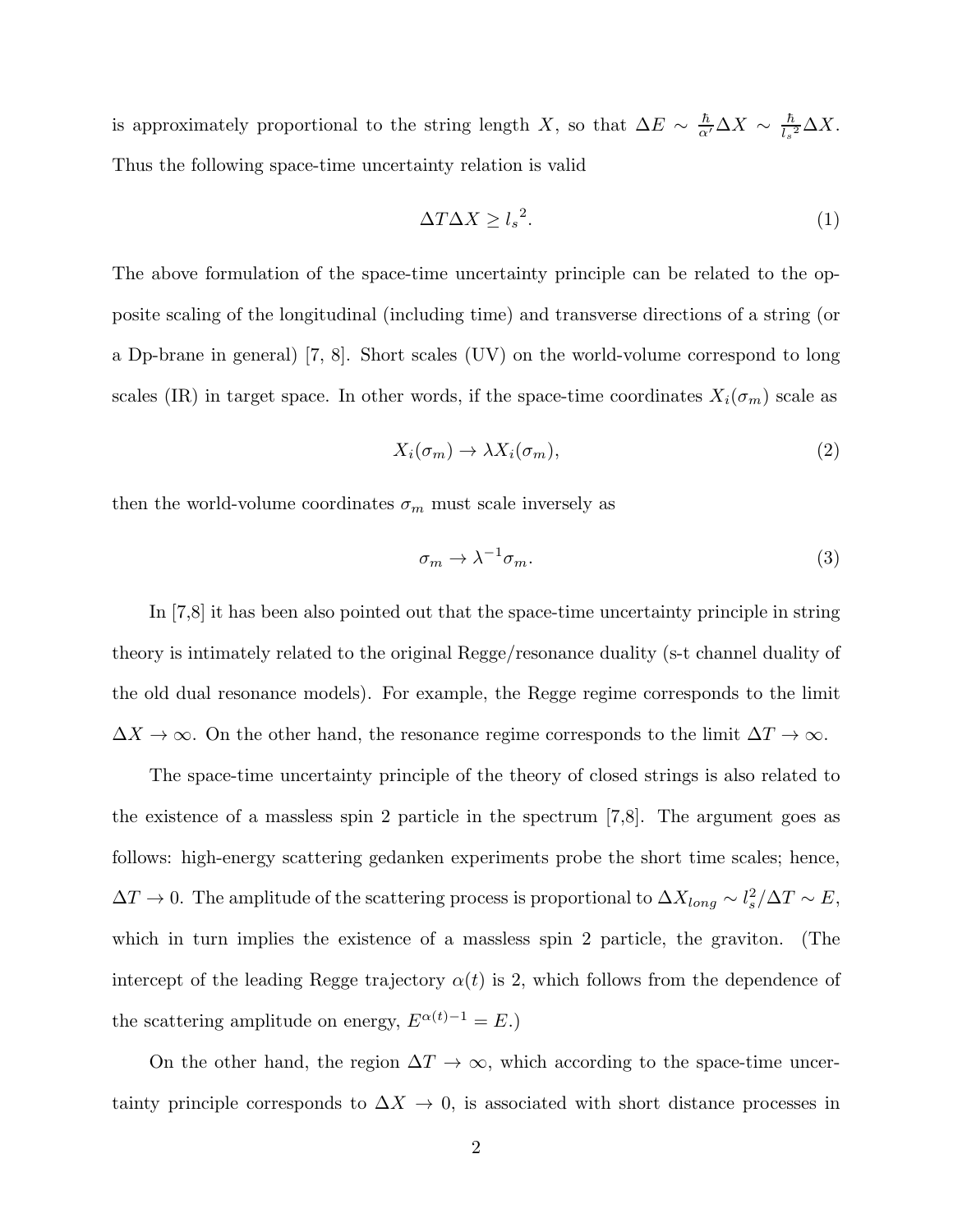is approximately proportional to the string length $X$, so that $\Delta E \sim \frac{\hbar}{\alpha'}\Delta X \sim \frac{\hbar}{l_s{}^2}\Delta X$. Thus the following space-time uncertainty relation is valid

$$\Delta T \Delta X \geq l_s{}^2. \tag{1}$$

The above formulation of the space-time uncertainty principle can be related to the opposite scaling of the longitudinal (including time) and transverse directions of a string (or a Dp-brane in general) [7, 8]. Short scales (UV) on the world-volume correspond to long scales (IR) in target space. In other words, if the space-time coordinates $X_i(\sigma_m)$ scale as

$$X_i(\sigma_m) \to \lambda X_i(\sigma_m), \tag{2}$$

then the world-volume coordinates $\sigma_m$ must scale inversely as

$$\sigma_m \to \lambda^{-1}\sigma_m. \tag{3}$$

In [7,8] it has been also pointed out that the space-time uncertainty principle in string theory is intimately related to the original Regge/resonance duality (s-t channel duality of the old dual resonance models). For example, the Regge regime corresponds to the limit $\Delta X \to \infty$. On the other hand, the resonance regime corresponds to the limit $\Delta T \to \infty$.

The space-time uncertainty principle of the theory of closed strings is also related to the existence of a massless spin 2 particle in the spectrum [7,8]. The argument goes as follows: high-energy scattering gedanken experiments probe the short time scales; hence, $\Delta T \to 0$. The amplitude of the scattering process is proportional to $\Delta X_{long} \sim l_s^2/\Delta T \sim E$, which in turn implies the existence of a massless spin 2 particle, the graviton. (The intercept of the leading Regge trajectory $\alpha(t)$ is 2, which follows from the dependence of the scattering amplitude on energy, $E^{\alpha(t)-1} = E$.)

On the other hand, the region $\Delta T \to \infty$, which according to the space-time uncertainty principle corresponds to $\Delta X \to 0$, is associated with short distance processes in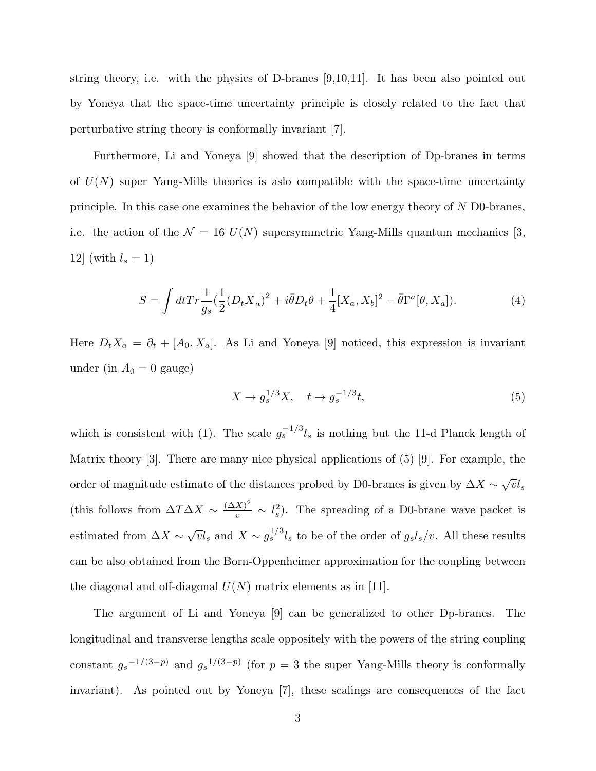string theory, i.e. with the physics of D-branes [9,10,11]. It has been also pointed out by Yoneya that the space-time uncertainty principle is closely related to the fact that perturbative string theory is conformally invariant [7].

Furthermore, Li and Yoneya [9] showed that the description of Dp-branes in terms of $U(N)$ super Yang-Mills theories is aslo compatible with the space-time uncertainty principle. In this case one examines the behavior of the low energy theory of $N$ D0-branes, i.e. the action of the $\mathcal{N} = 16$ $U(N)$ supersymmetric Yang-Mills quantum mechanics [3, 12] (with $l_s = 1$)

$$S = \int dt Tr \frac{1}{g_s} (\frac{1}{2}(D_t X_a)^2 + i\bar{\theta} D_t \theta + \frac{1}{4}[X_a, X_b]^2 - \bar{\theta}\Gamma^a[\theta, X_a]). \tag{4}$$

Here $D_t X_a = \partial_t + [A_0, X_a]$. As Li and Yoneya [9] noticed, this expression is invariant under (in $A_0 = 0$ gauge)

$$X \to g_s^{1/3} X, \quad t \to g_s^{-1/3} t, \tag{5}$$

which is consistent with (1). The scale $g_s^{-1/3} l_s$ is nothing but the 11-d Planck length of Matrix theory [3]. There are many nice physical applications of (5) [9]. For example, the order of magnitude estimate of the distances probed by D0-branes is given by $\Delta X \sim \sqrt{v} l_s$ (this follows from $\Delta T \Delta X \sim \frac{(\Delta X)^2}{v} \sim l_s^2$). The spreading of a D0-brane wave packet is estimated from $\Delta X \sim \sqrt{v} l_s$ and $X \sim g_s^{1/3} l_s$ to be of the order of $g_s l_s / v$. All these results can be also obtained from the Born-Oppenheimer approximation for the coupling between the diagonal and off-diagonal $U(N)$ matrix elements as in [11].

The argument of Li and Yoneya [9] can be generalized to other Dp-branes. The longitudinal and transverse lengths scale oppositely with the powers of the string coupling constant ${g_s}^{-1/(3-p)}$ and ${g_s}^{1/(3-p)}$ (for $p = 3$ the super Yang-Mills theory is conformally invariant). As pointed out by Yoneya [7], these scalings are consequences of the fact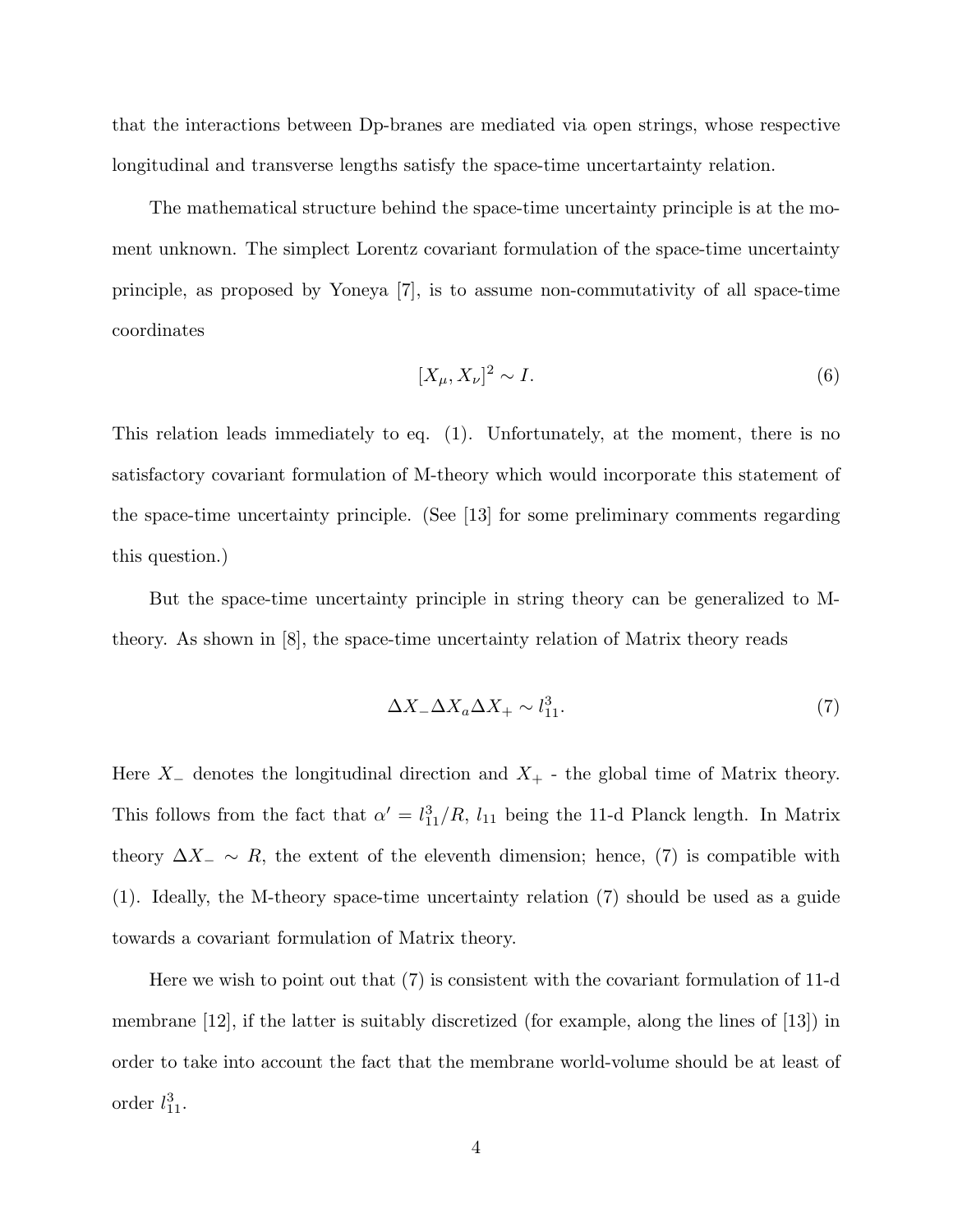that the interactions between Dp-branes are mediated via open strings, whose respective longitudinal and transverse lengths satisfy the space-time uncertartainty relation.

The mathematical structure behind the space-time uncertainty principle is at the moment unknown. The simplect Lorentz covariant formulation of the space-time uncertainty principle, as proposed by Yoneya [7], is to assume non-commutativity of all space-time coordinates

$$[X_\mu, X_\nu]^2 \sim I. \tag{6}$$

This relation leads immediately to eq. (1). Unfortunately, at the moment, there is no satisfactory covariant formulation of M-theory which would incorporate this statement of the space-time uncertainty principle. (See [13] for some preliminary comments regarding this question.)

But the space-time uncertainty principle in string theory can be generalized to M-theory. As shown in [8], the space-time uncertainty relation of Matrix theory reads

$$\Delta X_- \Delta X_a \Delta X_+ \sim l_{11}^3. \tag{7}$$

Here $X_-$ denotes the longitudinal direction and $X_+$ - the global time of Matrix theory. This follows from the fact that $\alpha' = l_{11}^3/R$, $l_{11}$ being the 11-d Planck length. In Matrix theory $\Delta X_- \sim R$, the extent of the eleventh dimension; hence, (7) is compatible with (1). Ideally, the M-theory space-time uncertainty relation (7) should be used as a guide towards a covariant formulation of Matrix theory.

Here we wish to point out that (7) is consistent with the covariant formulation of 11-d membrane [12], if the latter is suitably discretized (for example, along the lines of [13]) in order to take into account the fact that the membrane world-volume should be at least of order $l_{11}^3$.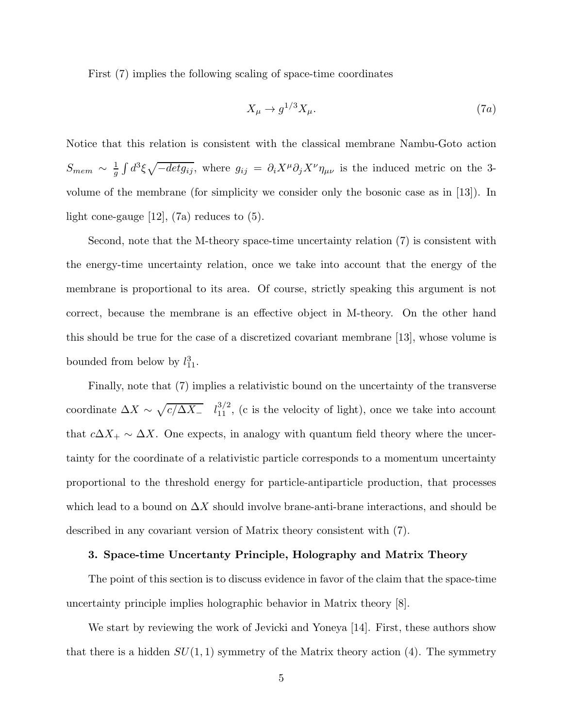First (7) implies the following scaling of space-time coordinates

$$X_\mu \to g^{1/3} X_\mu. \tag{7a}$$

Notice that this relation is consistent with the classical membrane Nambu-Goto action $S_{mem} \sim \frac{1}{g} \int d^3\xi \sqrt{-det g_{ij}}$, where $g_{ij} = \partial_i X^\mu \partial_j X^\nu \eta_{\mu\nu}$ is the induced metric on the 3-volume of the membrane (for simplicity we consider only the bosonic case as in [13]). In light cone-gauge [12], (7a) reduces to (5).

Second, note that the M-theory space-time uncertainty relation (7) is consistent with the energy-time uncertainty relation, once we take into account that the energy of the membrane is proportional to its area. Of course, strictly speaking this argument is not correct, because the membrane is an effective object in M-theory. On the other hand this should be true for the case of a discretized covariant membrane [13], whose volume is bounded from below by $l_{11}^3$.

Finally, note that (7) implies a relativistic bound on the uncertainty of the transverse coordinate $\Delta X \sim \sqrt{c/\Delta X_-} \quad l_{11}^{3/2}$, (c is the velocity of light), once we take into account that $c\Delta X_+ \sim \Delta X$. One expects, in analogy with quantum field theory where the uncertainty for the coordinate of a relativistic particle corresponds to a momentum uncertainty proportional to the threshold energy for particle-antiparticle production, that processes which lead to a bound on $\Delta X$ should involve brane-anti-brane interactions, and should be described in any covariant version of Matrix theory consistent with (7).

### 3. Space-time Uncertanty Principle, Holography and Matrix Theory

The point of this section is to discuss evidence in favor of the claim that the space-time uncertainty principle implies holographic behavior in Matrix theory [8].

We start by reviewing the work of Jevicki and Yoneya [14]. First, these authors show that there is a hidden $SU(1,1)$ symmetry of the Matrix theory action (4). The symmetry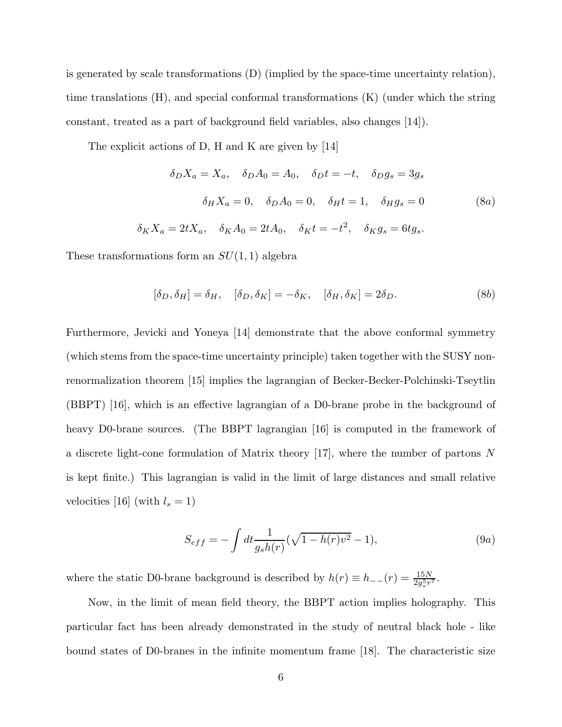is generated by scale transformations (D) (implied by the space-time uncertainty relation), time translations (H), and special conformal transformations (K) (under which the string constant, treated as a part of background field variables, also changes [14]).

The explicit actions of D, H and K are given by [14]

$$
\begin{aligned}
\delta_D X_a = X_a, \quad \delta_D A_0 = A_0, \quad \delta_D t = -t, \quad \delta_D g_s = 3 g_s \\
\delta_H X_a = 0, \quad \delta_D A_0 = 0, \quad \delta_H t = 1, \quad \delta_H g_s = 0 \\
\delta_K X_a = 2t X_a, \quad \delta_K A_0 = 2t A_0, \quad \delta_K t = -t^2, \quad \delta_K g_s = 6t g_s.
\end{aligned}
\tag{8a}
$$

These transformations form an $SU(1,1)$ algebra

$$
[\delta_D, \delta_H] = \delta_H, \quad [\delta_D, \delta_K] = -\delta_K, \quad [\delta_H, \delta_K] = 2\delta_D. \tag{8b}
$$

Furthermore, Jevicki and Yoneya [14] demonstrate that the above conformal symmetry (which stems from the space-time uncertainty principle) taken together with the SUSY non-renormalization theorem [15] implies the lagrangian of Becker-Becker-Polchinski-Tseytlin (BBPT) [16], which is an effective lagrangian of a D0-brane probe in the background of heavy D0-brane sources. (The BBPT lagrangian [16] is computed in the framework of a discrete light-cone formulation of Matrix theory [17], where the number of partons $N$ is kept finite.) This lagrangian is valid in the limit of large distances and small relative velocities [16] (with $l_s = 1$)

$$
S_{eff} = -\int dt \frac{1}{g_s h(r)} (\sqrt{1 - h(r) v^2} - 1), \tag{9a}
$$

where the static D0-brane background is described by $h(r) \equiv h_{--}(r) = \frac{15N}{2 g_s^5 r^7}$.

Now, in the limit of mean field theory, the BBPT action implies holography. This particular fact has been already demonstrated in the study of neutral black hole - like bound states of D0-branes in the infinite momentum frame [18]. The characteristic size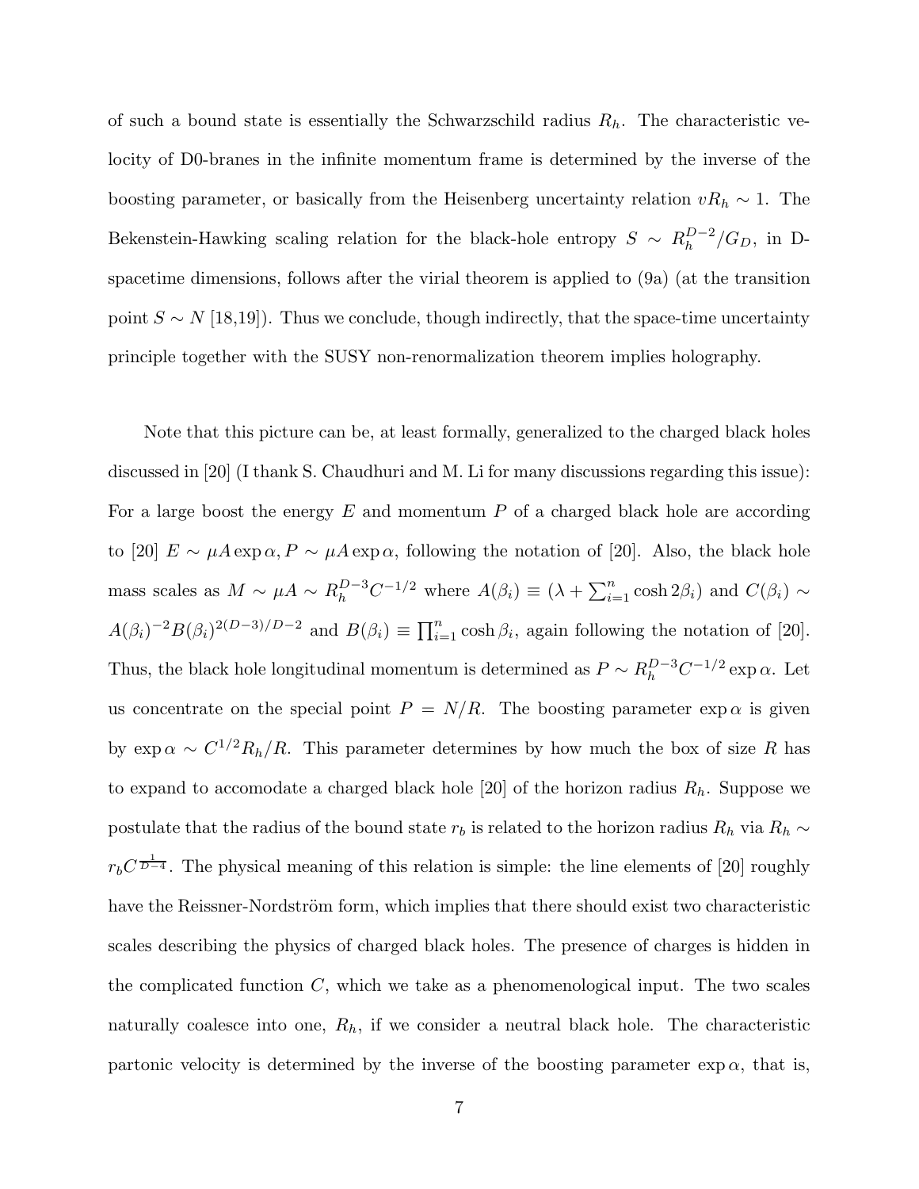of such a bound state is essentially the Schwarzschild radius $R_h$. The characteristic velocity of D0-branes in the infinite momentum frame is determined by the inverse of the boosting parameter, or basically from the Heisenberg uncertainty relation $vR_h \sim 1$. The Bekenstein-Hawking scaling relation for the black-hole entropy $S \sim R_h^{D-2}/G_D$, in D-spacetime dimensions, follows after the virial theorem is applied to (9a) (at the transition point $S \sim N$ [18,19]). Thus we conclude, though indirectly, that the space-time uncertainty principle together with the SUSY non-renormalization theorem implies holography.

Note that this picture can be, at least formally, generalized to the charged black holes discussed in [20] (I thank S. Chaudhuri and M. Li for many discussions regarding this issue): For a large boost the energy $E$ and momentum $P$ of a charged black hole are according to [20] $E \sim \mu A \exp\alpha, P \sim \mu A \exp\alpha$, following the notation of [20]. Also, the black hole mass scales as $M \sim \mu A \sim R_h^{D-3} C^{-1/2}$ where $A(\beta_i) \equiv (\lambda + \sum_{i=1}^{n} \cosh 2\beta_i)$ and $C(\beta_i) \sim A(\beta_i)^{-2} B(\beta_i)^{2(D-3)/D-2}$ and $B(\beta_i) \equiv \prod_{i=1}^{n} \cosh\beta_i$, again following the notation of [20]. Thus, the black hole longitudinal momentum is determined as $P \sim R_h^{D-3} C^{-1/2} \exp\alpha$. Let us concentrate on the special point $P = N/R$. The boosting parameter $\exp\alpha$ is given by $\exp\alpha \sim C^{1/2} R_h/R$. This parameter determines by how much the box of size $R$ has to expand to accomodate a charged black hole [20] of the horizon radius $R_h$. Suppose we postulate that the radius of the bound state $r_b$ is related to the horizon radius $R_h$ via $R_h \sim r_b C^{\frac{1}{D-4}}$. The physical meaning of this relation is simple: the line elements of [20] roughly have the Reissner-Nordström form, which implies that there should exist two characteristic scales describing the physics of charged black holes. The presence of charges is hidden in the complicated function $C$, which we take as a phenomenological input. The two scales naturally coalesce into one, $R_h$, if we consider a neutral black hole. The characteristic partonic velocity is determined by the inverse of the boosting parameter $\exp\alpha$, that is,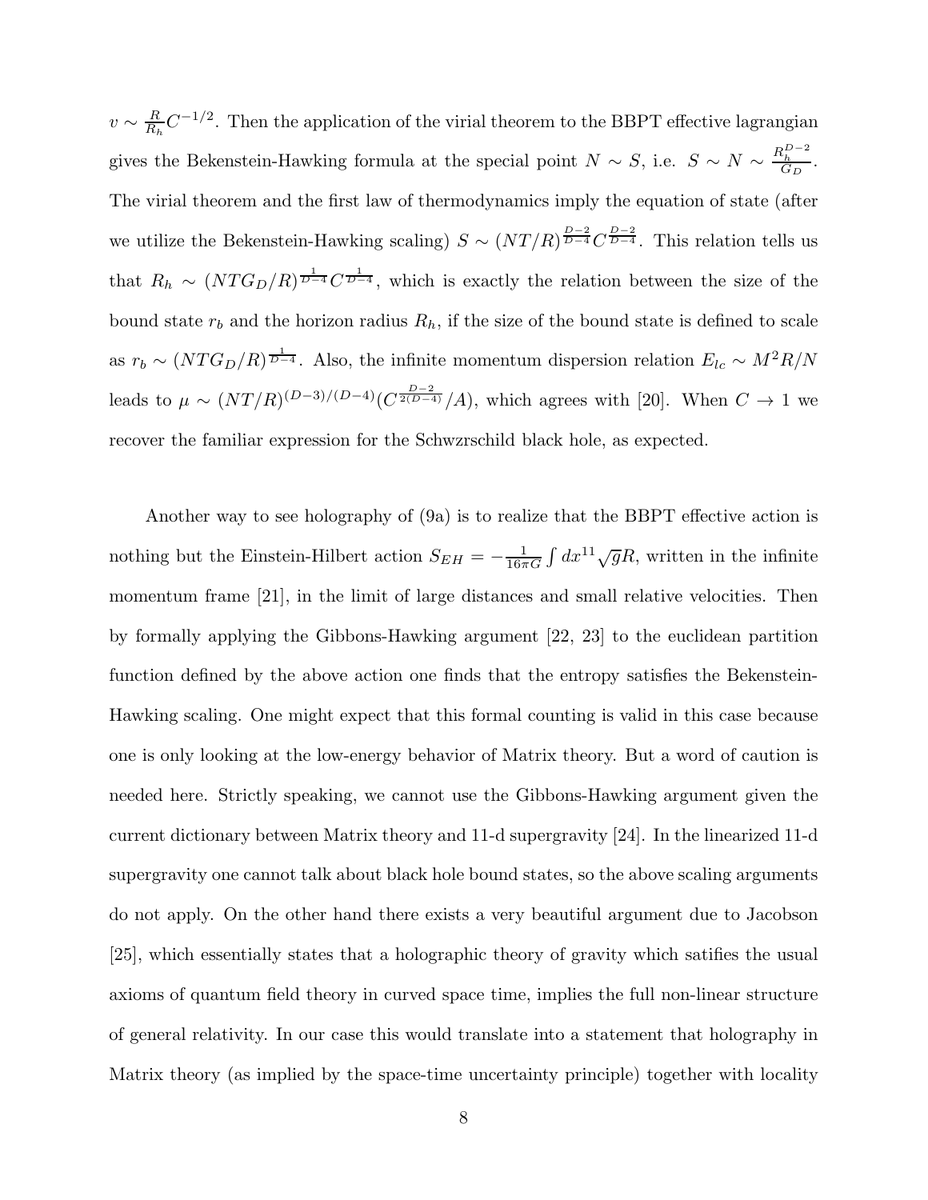$v \sim \frac{R}{R_h} C^{-1/2}$. Then the application of the virial theorem to the BBPT effective lagrangian gives the Bekenstein-Hawking formula at the special point $N \sim S$, i.e. $S \sim N \sim \frac{R_h^{D-2}}{G_D}$. The virial theorem and the first law of thermodynamics imply the equation of state (after we utilize the Bekenstein-Hawking scaling) $S \sim (NT/R)^{\frac{D-2}{D-4}} C^{\frac{D-2}{D-4}}$. This relation tells us that $R_h \sim (NTG_D/R)^{\frac{1}{D-4}} C^{\frac{1}{D-4}}$, which is exactly the relation between the size of the bound state $r_b$ and the horizon radius $R_h$, if the size of the bound state is defined to scale as $r_b \sim (NTG_D/R)^{\frac{1}{D-4}}$. Also, the infinite momentum dispersion relation $E_{lc} \sim M^2 R/N$ leads to $\mu \sim (NT/R)^{(D-3)/(D-4)} (C^{\frac{D-2}{2(D-4)}}/A)$, which agrees with [20]. When $C \to 1$ we recover the familiar expression for the Schwzrschild black hole, as expected.

Another way to see holography of (9a) is to realize that the BBPT effective action is nothing but the Einstein-Hilbert action $S_{EH} = -\frac{1}{16\pi G}\int dx^{11}\sqrt{g}R$, written in the infinite momentum frame [21], in the limit of large distances and small relative velocities. Then by formally applying the Gibbons-Hawking argument [22, 23] to the euclidean partition function defined by the above action one finds that the entropy satisfies the Bekenstein-Hawking scaling. One might expect that this formal counting is valid in this case because one is only looking at the low-energy behavior of Matrix theory. But a word of caution is needed here. Strictly speaking, we cannot use the Gibbons-Hawking argument given the current dictionary between Matrix theory and 11-d supergravity [24]. In the linearized 11-d supergravity one cannot talk about black hole bound states, so the above scaling arguments do not apply. On the other hand there exists a very beautiful argument due to Jacobson [25], which essentially states that a holographic theory of gravity which satifies the usual axioms of quantum field theory in curved space time, implies the full non-linear structure of general relativity. In our case this would translate into a statement that holography in Matrix theory (as implied by the space-time uncertainty principle) together with locality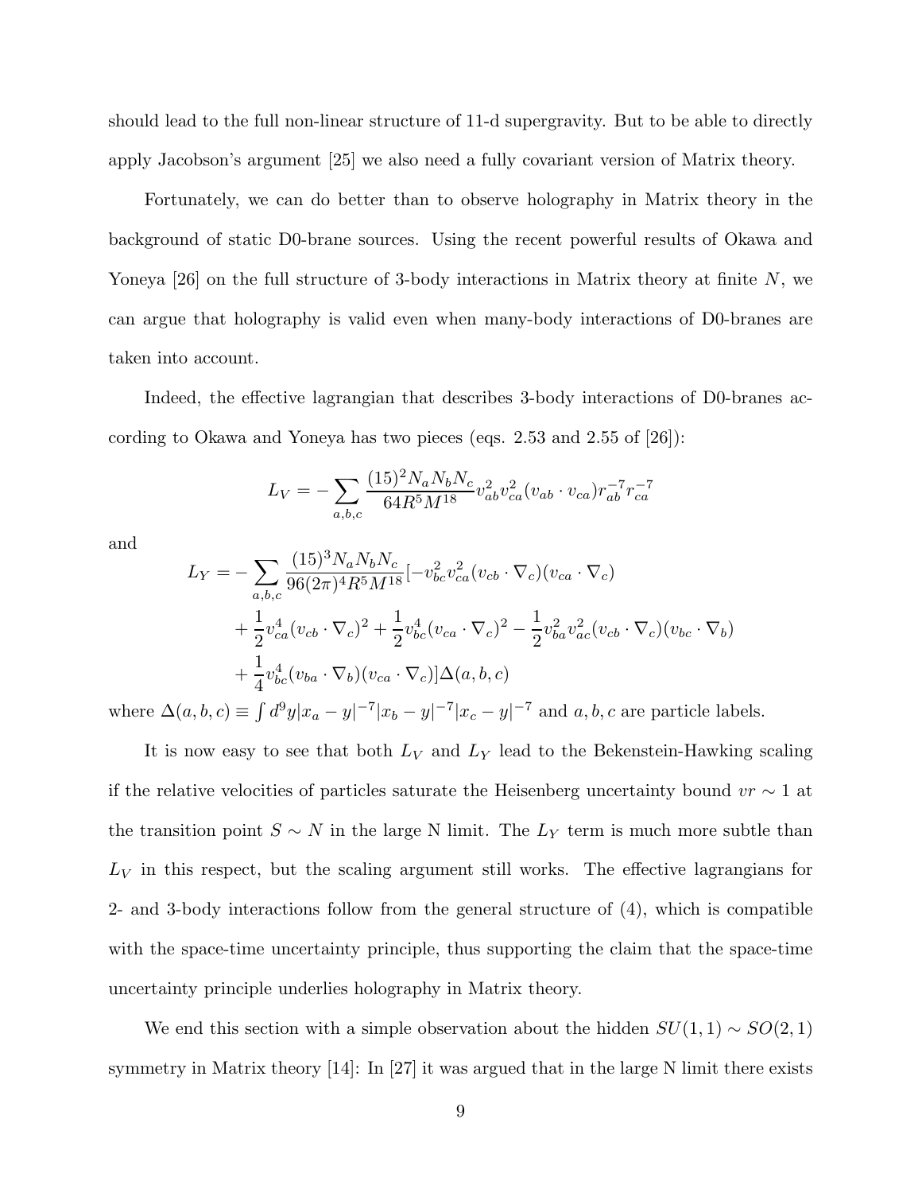should lead to the full non-linear structure of 11-d supergravity. But to be able to directly apply Jacobson's argument [25] we also need a fully covariant version of Matrix theory.

Fortunately, we can do better than to observe holography in Matrix theory in the background of static D0-brane sources. Using the recent powerful results of Okawa and Yoneya [26] on the full structure of 3-body interactions in Matrix theory at finite $N$, we can argue that holography is valid even when many-body interactions of D0-branes are taken into account.

Indeed, the effective lagrangian that describes 3-body interactions of D0-branes according to Okawa and Yoneya has two pieces (eqs. 2.53 and 2.55 of [26]):

$$L_V = -\sum_{a,b,c} \frac{(15)^2 N_a N_b N_c}{64 R^5 M^{18}} v_{ab}^2 v_{ca}^2 (v_{ab} \cdot v_{ca}) r_{ab}^{-7} r_{ca}^{-7}$$

and

$$\begin{aligned} L_Y = -\sum_{a,b,c} \frac{(15)^3 N_a N_b N_c}{96 (2\pi)^4 R^5 M^{18}} [ & -v_{bc}^2 v_{ca}^2 (v_{cb} \cdot \nabla_c)(v_{ca} \cdot \nabla_c) \\ & + \frac{1}{2} v_{ca}^4 (v_{cb} \cdot \nabla_c)^2 + \frac{1}{2} v_{bc}^4 (v_{ca} \cdot \nabla_c)^2 - \frac{1}{2} v_{ba}^2 v_{ac}^2 (v_{cb} \cdot \nabla_c)(v_{bc} \cdot \nabla_b) \\ & + \frac{1}{4} v_{bc}^4 (v_{ba} \cdot \nabla_b)(v_{ca} \cdot \nabla_c) ] \Delta(a,b,c) \end{aligned}$$

where $\Delta(a,b,c) \equiv \int d^9 y |x_a - y|^{-7} |x_b - y|^{-7} |x_c - y|^{-7}$ and $a, b, c$ are particle labels.

It is now easy to see that both $L_V$ and $L_Y$ lead to the Bekenstein-Hawking scaling if the relative velocities of particles saturate the Heisenberg uncertainty bound $vr \sim 1$ at the transition point $S \sim N$ in the large N limit. The $L_Y$ term is much more subtle than $L_V$ in this respect, but the scaling argument still works. The effective lagrangians for 2- and 3-body interactions follow from the general structure of (4), which is compatible with the space-time uncertainty principle, thus supporting the claim that the space-time uncertainty principle underlies holography in Matrix theory.

We end this section with a simple observation about the hidden $SU(1,1) \sim SO(2,1)$ symmetry in Matrix theory [14]: In [27] it was argued that in the large N limit there exists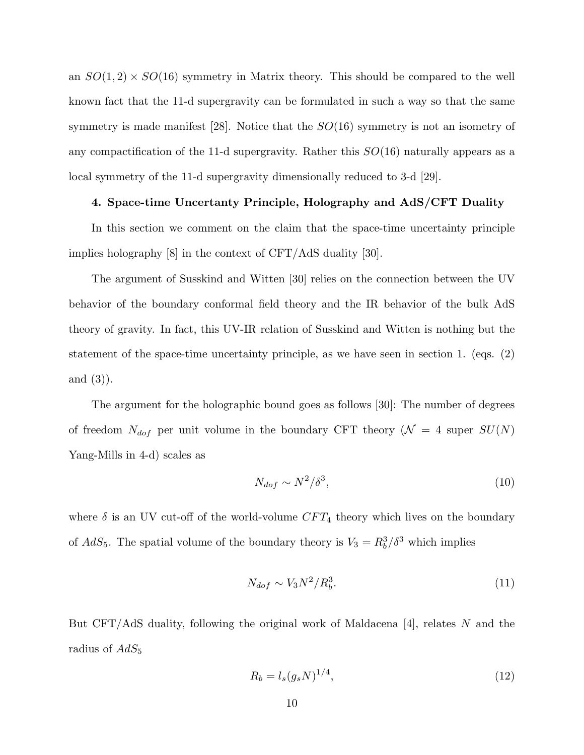an $SO(1,2) \times SO(16)$ symmetry in Matrix theory. This should be compared to the well known fact that the 11-d supergravity can be formulated in such a way so that the same symmetry is made manifest [28]. Notice that the $SO(16)$ symmetry is not an isometry of any compactification of the 11-d supergravity. Rather this $SO(16)$ naturally appears as a local symmetry of the 11-d supergravity dimensionally reduced to 3-d [29].

**4. Space-time Uncertanty Principle, Holography and AdS/CFT Duality**

In this section we comment on the claim that the space-time uncertainty principle implies holography [8] in the context of CFT/AdS duality [30].

The argument of Susskind and Witten [30] relies on the connection between the UV behavior of the boundary conformal field theory and the IR behavior of the bulk AdS theory of gravity. In fact, this UV-IR relation of Susskind and Witten is nothing but the statement of the space-time uncertainty principle, as we have seen in section 1. (eqs. (2) and (3)).

The argument for the holographic bound goes as follows [30]: The number of degrees of freedom $N_{dof}$ per unit volume in the boundary CFT theory ($\mathcal{N} = 4$ super $SU(N)$ Yang-Mills in 4-d) scales as

$$N_{dof} \sim N^2/\delta^3, \tag{10}$$

where $\delta$ is an UV cut-off of the world-volume $CFT_4$ theory which lives on the boundary of $AdS_5$. The spatial volume of the boundary theory is $V_3 = R_b^3/\delta^3$ which implies

$$N_{dof} \sim V_3 N^2/R_b^3. \tag{11}$$

But CFT/AdS duality, following the original work of Maldacena [4], relates $N$ and the radius of $AdS_5$

$$R_b = l_s(g_s N)^{1/4}, \tag{12}$$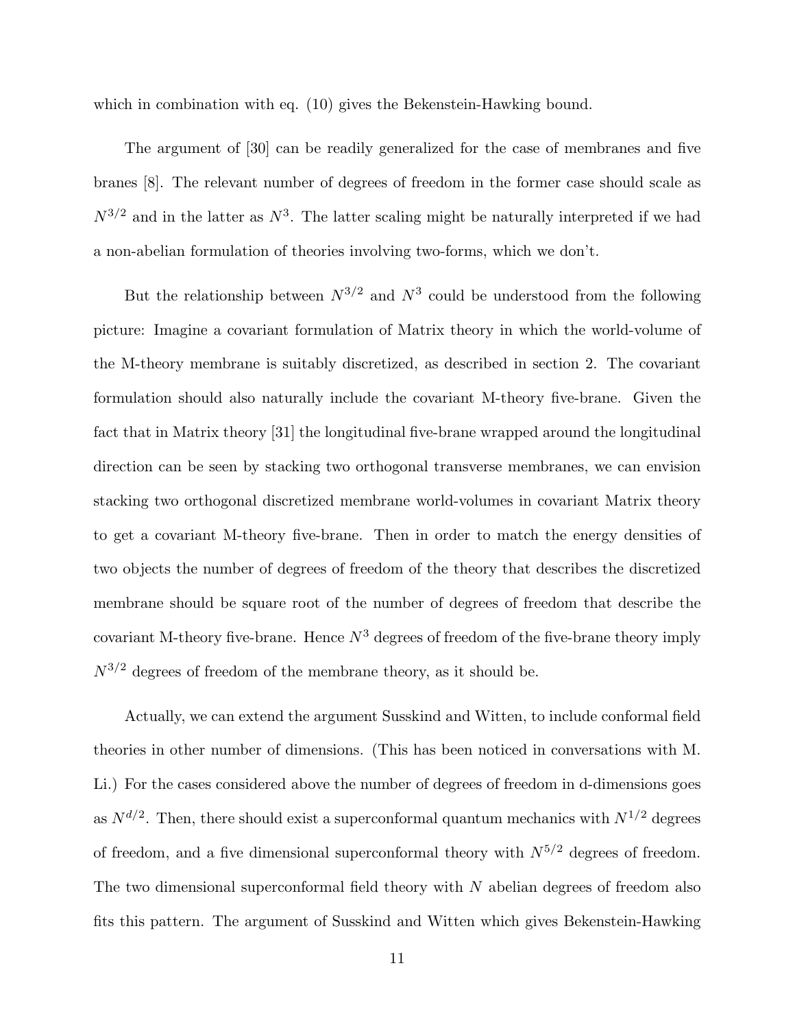which in combination with eq. (10) gives the Bekenstein-Hawking bound.

The argument of [30] can be readily generalized for the case of membranes and five branes [8]. The relevant number of degrees of freedom in the former case should scale as $N^{3/2}$ and in the latter as $N^3$. The latter scaling might be naturally interpreted if we had a non-abelian formulation of theories involving two-forms, which we don't.

But the relationship between $N^{3/2}$ and $N^3$ could be understood from the following picture: Imagine a covariant formulation of Matrix theory in which the world-volume of the M-theory membrane is suitably discretized, as described in section 2. The covariant formulation should also naturally include the covariant M-theory five-brane. Given the fact that in Matrix theory [31] the longitudinal five-brane wrapped around the longitudinal direction can be seen by stacking two orthogonal transverse membranes, we can envision stacking two orthogonal discretized membrane world-volumes in covariant Matrix theory to get a covariant M-theory five-brane. Then in order to match the energy densities of two objects the number of degrees of freedom of the theory that describes the discretized membrane should be square root of the number of degrees of freedom that describe the covariant M-theory five-brane. Hence $N^3$ degrees of freedom of the five-brane theory imply $N^{3/2}$ degrees of freedom of the membrane theory, as it should be.

Actually, we can extend the argument Susskind and Witten, to include conformal field theories in other number of dimensions. (This has been noticed in conversations with M. Li.) For the cases considered above the number of degrees of freedom in d-dimensions goes as $N^{d/2}$. Then, there should exist a superconformal quantum mechanics with $N^{1/2}$ degrees of freedom, and a five dimensional superconformal theory with $N^{5/2}$ degrees of freedom. The two dimensional superconformal field theory with $N$ abelian degrees of freedom also fits this pattern. The argument of Susskind and Witten which gives Bekenstein-Hawking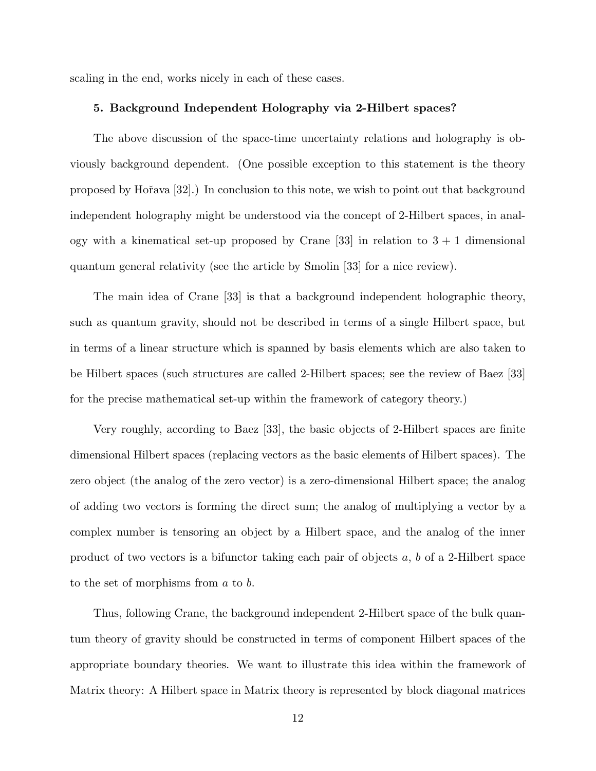scaling in the end, works nicely in each of these cases.

### 5. Background Independent Holography via 2-Hilbert spaces?

The above discussion of the space-time uncertainty relations and holography is obviously background dependent. (One possible exception to this statement is the theory proposed by Hořava [32].) In conclusion to this note, we wish to point out that background independent holography might be understood via the concept of 2-Hilbert spaces, in analogy with a kinematical set-up proposed by Crane [33] in relation to $3+1$ dimensional quantum general relativity (see the article by Smolin [33] for a nice review).

The main idea of Crane [33] is that a background independent holographic theory, such as quantum gravity, should not be described in terms of a single Hilbert space, but in terms of a linear structure which is spanned by basis elements which are also taken to be Hilbert spaces (such structures are called 2-Hilbert spaces; see the review of Baez [33] for the precise mathematical set-up within the framework of category theory.)

Very roughly, according to Baez [33], the basic objects of 2-Hilbert spaces are finite dimensional Hilbert spaces (replacing vectors as the basic elements of Hilbert spaces). The zero object (the analog of the zero vector) is a zero-dimensional Hilbert space; the analog of adding two vectors is forming the direct sum; the analog of multiplying a vector by a complex number is tensoring an object by a Hilbert space, and the analog of the inner product of two vectors is a bifunctor taking each pair of objects $a$, $b$ of a 2-Hilbert space to the set of morphisms from $a$ to $b$.

Thus, following Crane, the background independent 2-Hilbert space of the bulk quantum theory of gravity should be constructed in terms of component Hilbert spaces of the appropriate boundary theories. We want to illustrate this idea within the framework of Matrix theory: A Hilbert space in Matrix theory is represented by block diagonal matrices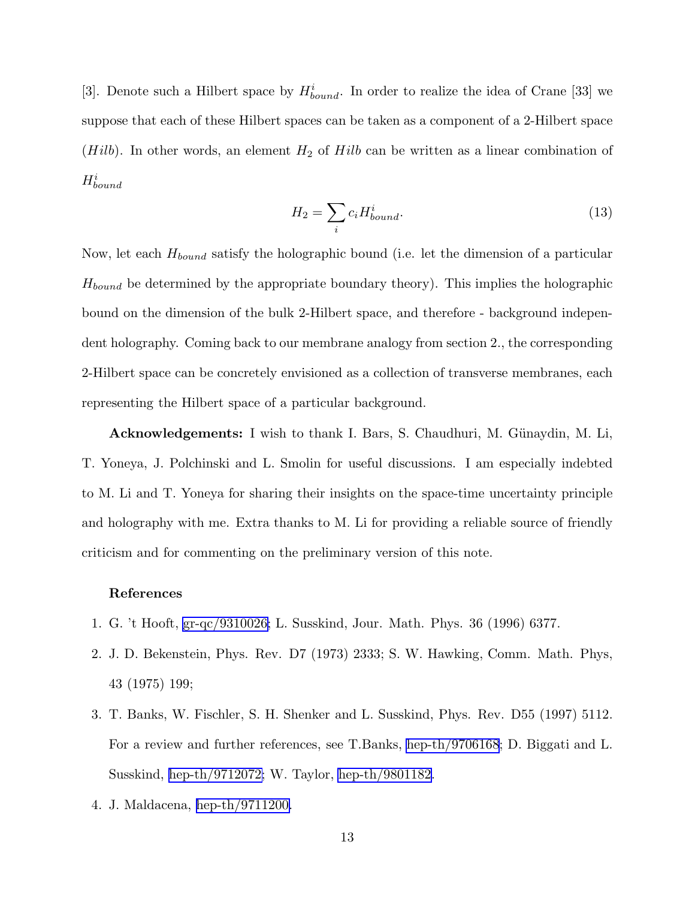[3]. Denote such a Hilbert space by $H^i_{bound}$. In order to realize the idea of Crane [33] we suppose that each of these Hilbert spaces can be taken as a component of a 2-Hilbert space ($Hilb$). In other words, an element $H_2$ of $Hilb$ can be written as a linear combination of $H^i_{bound}$

$$H_2 = \sum_i c_i H^i_{bound}. \tag{13}$$

Now, let each $H_{bound}$ satisfy the holographic bound (i.e. let the dimension of a particular $H_{bound}$ be determined by the appropriate boundary theory). This implies the holographic bound on the dimension of the bulk 2-Hilbert space, and therefore - background independent holography. Coming back to our membrane analogy from section 2., the corresponding 2-Hilbert space can be concretely envisioned as a collection of transverse membranes, each representing the Hilbert space of a particular background.

**Acknowledgements:** I wish to thank I. Bars, S. Chaudhuri, M. Günaydin, M. Li, T. Yoneya, J. Polchinski and L. Smolin for useful discussions. I am especially indebted to M. Li and T. Yoneya for sharing their insights on the space-time uncertainty principle and holography with me. Extra thanks to M. Li for providing a reliable source of friendly criticism and for commenting on the preliminary version of this note.

**References**

1. G. 't Hooft, gr-qc/9310026; L. Susskind, Jour. Math. Phys. 36 (1996) 6377.
2. J. D. Bekenstein, Phys. Rev. D7 (1973) 2333; S. W. Hawking, Comm. Math. Phys, 43 (1975) 199;
3. T. Banks, W. Fischler, S. H. Shenker and L. Susskind, Phys. Rev. D55 (1997) 5112. For a review and further references, see T.Banks, hep-th/9706168; D. Biggati and L. Susskind, hep-th/9712072; W. Taylor, hep-th/9801182.
4. J. Maldacena, hep-th/9711200.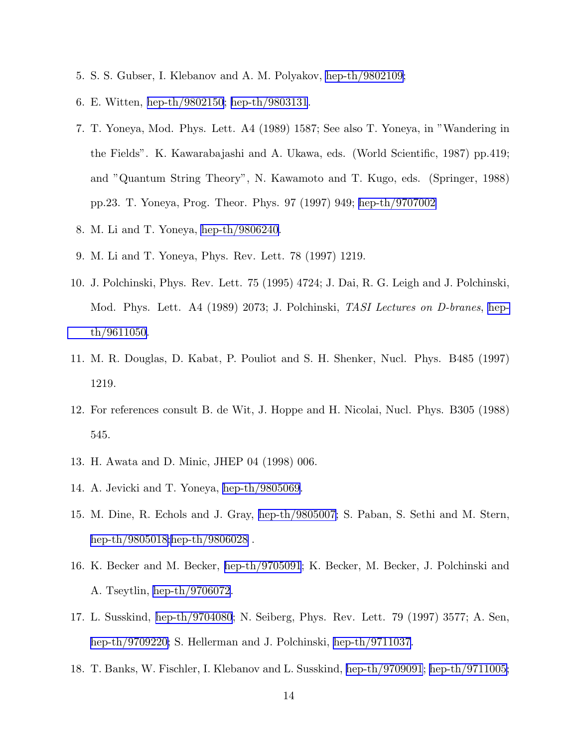5. S. S. Gubser, I. Klebanov and A. M. Polyakov, hep-th/9802109;
6. E. Witten, hep-th/9802150; hep-th/9803131.
7. T. Yoneya, Mod. Phys. Lett. A4 (1989) 1587; See also T. Yoneya, in "Wandering in the Fields". K. Kawarabajashi and A. Ukawa, eds. (World Scientific, 1987) pp.419; and "Quantum String Theory", N. Kawamoto and T. Kugo, eds. (Springer, 1988) pp.23. T. Yoneya, Prog. Theor. Phys. 97 (1997) 949; hep-th/9707002
8. M. Li and T. Yoneya, hep-th/9806240.
9. M. Li and T. Yoneya, Phys. Rev. Lett. 78 (1997) 1219.
10. J. Polchinski, Phys. Rev. Lett. 75 (1995) 4724; J. Dai, R. G. Leigh and J. Polchinski, Mod. Phys. Lett. A4 (1989) 2073; J. Polchinski, *TASI Lectures on D-branes*, hep-th/9611050.
11. M. R. Douglas, D. Kabat, P. Pouliot and S. H. Shenker, Nucl. Phys. B485 (1997) 1219.
12. For references consult B. de Wit, J. Hoppe and H. Nicolai, Nucl. Phys. B305 (1988) 545.
13. H. Awata and D. Minic, JHEP 04 (1998) 006.
14. A. Jevicki and T. Yoneya, hep-th/9805069.
15. M. Dine, R. Echols and J. Gray, hep-th/9805007; S. Paban, S. Sethi and M. Stern, hep-th/9805018;hep-th/9806028 .
16. K. Becker and M. Becker, hep-th/9705091; K. Becker, M. Becker, J. Polchinski and A. Tseytlin, hep-th/9706072.
17. L. Susskind, hep-th/9704080; N. Seiberg, Phys. Rev. Lett. 79 (1997) 3577; A. Sen, hep-th/9709220; S. Hellerman and J. Polchinski, hep-th/9711037.
18. T. Banks, W. Fischler, I. Klebanov and L. Susskind, hep-th/9709091; hep-th/9711005;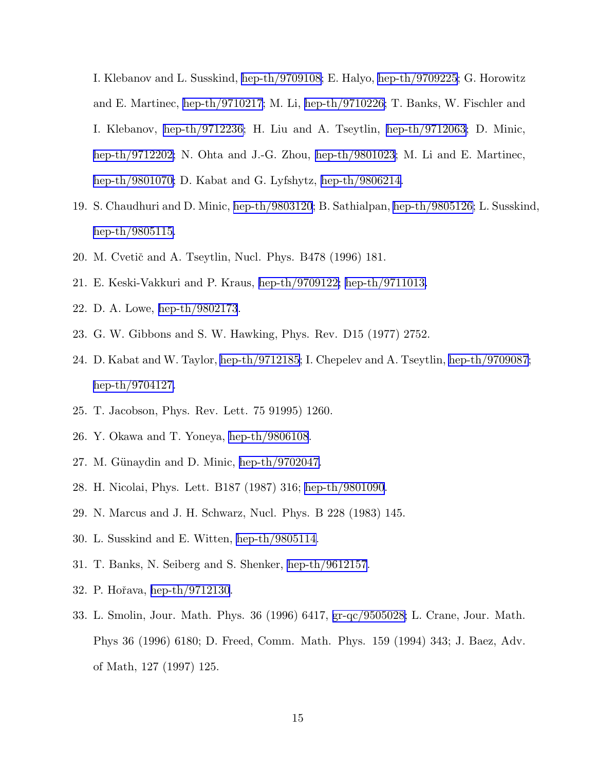I. Klebanov and L. Susskind, hep-th/9709108; E. Halyo, hep-th/9709225; G. Horowitz and E. Martinec, hep-th/9710217; M. Li, hep-th/9710226; T. Banks, W. Fischler and I. Klebanov, hep-th/9712236; H. Liu and A. Tseytlin, hep-th/9712063; D. Minic, hep-th/9712202; N. Ohta and J.-G. Zhou, hep-th/9801023; M. Li and E. Martinec, hep-th/9801070; D. Kabat and G. Lyfshytz, hep-th/9806214.

19. S. Chaudhuri and D. Minic, hep-th/9803120; B. Sathialpan, hep-th/9805126; L. Susskind, hep-th/9805115.
20. M. Cvetič and A. Tseytlin, Nucl. Phys. B478 (1996) 181.
21. E. Keski-Vakkuri and P. Kraus, hep-th/9709122; hep-th/9711013.
22. D. A. Lowe, hep-th/9802173.
23. G. W. Gibbons and S. W. Hawking, Phys. Rev. D15 (1977) 2752.
24. D. Kabat and W. Taylor, hep-th/9712185; I. Chepelev and A. Tseytlin, hep-th/9709087; hep-th/9704127.
25. T. Jacobson, Phys. Rev. Lett. 75 91995) 1260.
26. Y. Okawa and T. Yoneya, hep-th/9806108.
27. M. Günaydin and D. Minic, hep-th/9702047.
28. H. Nicolai, Phys. Lett. B187 (1987) 316; hep-th/9801090.
29. N. Marcus and J. H. Schwarz, Nucl. Phys. B 228 (1983) 145.
30. L. Susskind and E. Witten, hep-th/9805114.
31. T. Banks, N. Seiberg and S. Shenker, hep-th/9612157.
32. P. Hořava, hep-th/9712130.
33. L. Smolin, Jour. Math. Phys. 36 (1996) 6417, gr-qc/9505028; L. Crane, Jour. Math. Phys 36 (1996) 6180; D. Freed, Comm. Math. Phys. 159 (1994) 343; J. Baez, Adv. of Math, 127 (1997) 125.